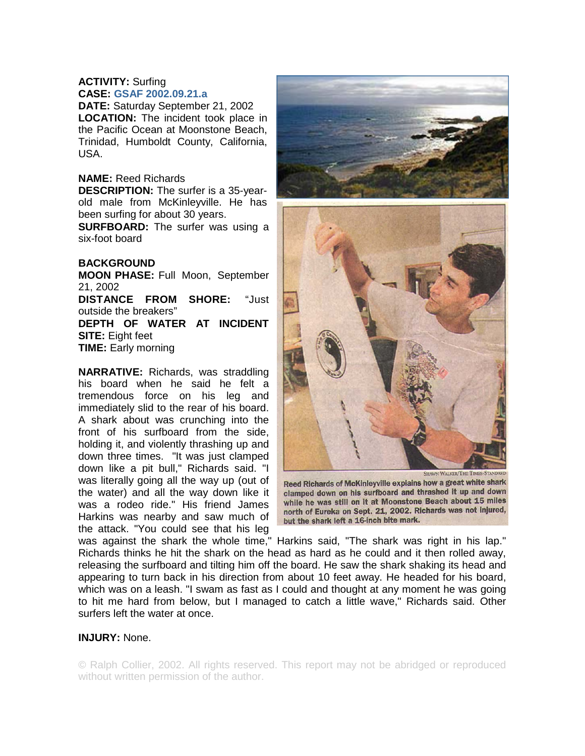**ACTIVITY:** Surfing
**CASE:** GSAF 2002.09.21.a
**DATE:** Saturday September 21, 2002
**LOCATION:** The incident took place in the Pacific Ocean at Moonstone Beach, Trinidad, Humboldt County, California, USA.

**NAME:** Reed Richards
**DESCRIPTION:** The surfer is a 35-year-old male from McKinleyville. He has been surfing for about 30 years.
**SURFBOARD:** The surfer was using a six-foot board

**BACKGROUND**
**MOON PHASE:** Full Moon, September 21, 2002
**DISTANCE FROM SHORE:** "Just outside the breakers"
**DEPTH OF WATER AT INCIDENT SITE:** Eight feet
**TIME:** Early morning

**NARRATIVE:** Richards, was straddling his board when he said he felt a tremendous force on his leg and immediately slid to the rear of his board. A shark about was crunching into the front of his surfboard from the side, holding it, and violently thrashing up and down three times. "It was just clamped down like a pit bull," Richards said. "I was literally going all the way up (out of the water) and all the way down like it was a rodeo ride." His friend James Harkins was nearby and saw much of the attack. "You could see that his leg was against the shark the whole time," Harkins said, "The shark was right in his lap." Richards thinks he hit the shark on the head as hard as he could and it then rolled away, releasing the surfboard and tilting him off the board. He saw the shark shaking its head and appearing to turn back in his direction from about 10 feet away. He headed for his board, which was on a leash. "I swam as fast as I could and thought at any moment he was going to hit me hard from below, but I managed to catch a little wave," Richards said. Other surfers left the water at once.

SHAWN WALKER/THE TIMES-STANDARD

Reed Richards of McKinleyville explains how a great white shark clamped down on his surfboard and thrashed it up and down while he was still on it at Moonstone Beach about 15 miles north of Eureka on Sept. 21, 2002. Richards was not injured, but the shark left a 16-inch bite mark.

**INJURY:** None.

© Ralph Collier, 2002. All rights reserved. This report may not be abridged or reproduced without written permission of the author.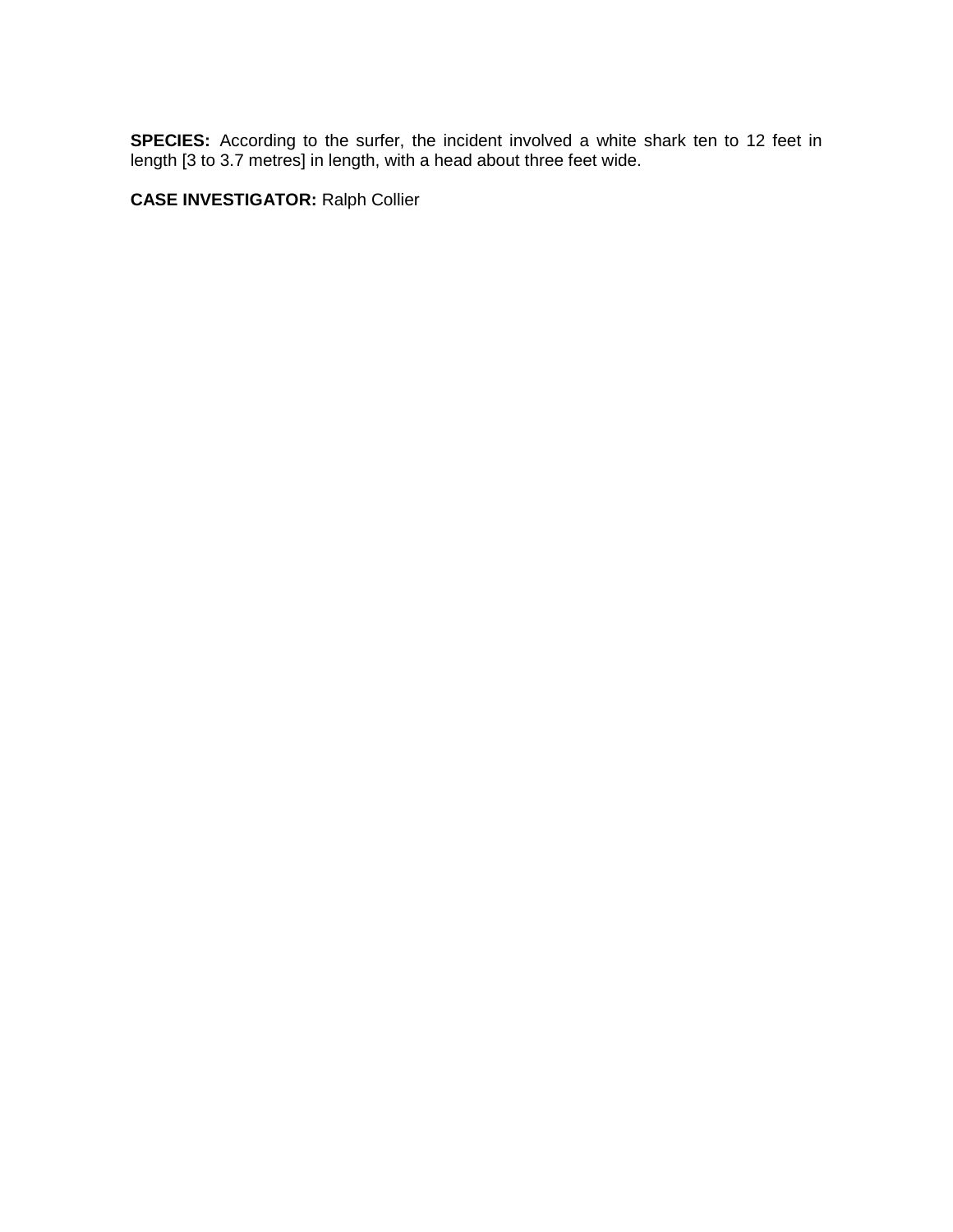**SPECIES:** According to the surfer, the incident involved a white shark ten to 12 feet in length [3 to 3.7 metres] in length, with a head about three feet wide.

**CASE INVESTIGATOR:** Ralph Collier